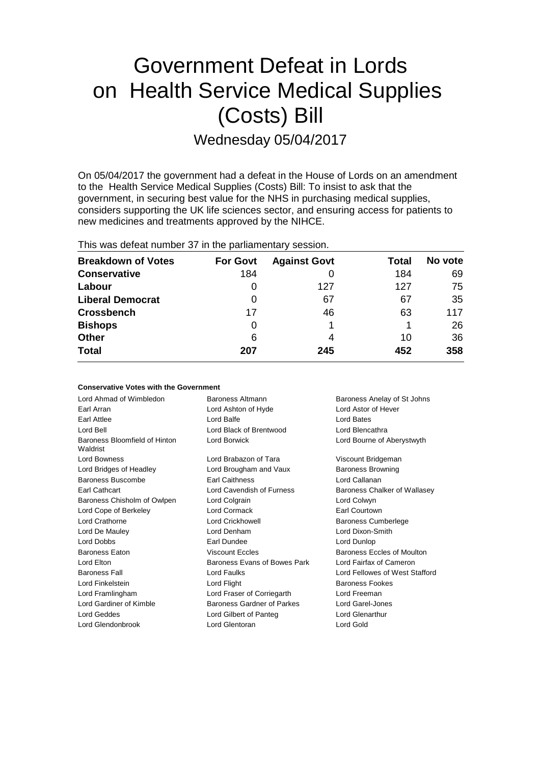# Government Defeat in Lords on Health Service Medical Supplies (Costs) Bill

## Wednesday 05/04/2017

On 05/04/2017 the government had a defeat in the House of Lords on an amendment to the Health Service Medical Supplies (Costs) Bill: To insist to ask that the government, in securing best value for the NHS in purchasing medical supplies, considers supporting the UK life sciences sector, and ensuring access for patients to new medicines and treatments approved by the NIHCE.

This was defeat number 37 in the parliamentary session.

| Breakdown of Votes | For Govt | Against Govt | Total | No vote |
|---|---|---|---|---|
| **Conservative** | 184 | 0 | 184 | 69 |
| **Labour** | 0 | 127 | 127 | 75 |
| **Liberal Democrat** | 0 | 67 | 67 | 35 |
| **Crossbench** | 17 | 46 | 63 | 117 |
| **Bishops** | 0 | 1 | 1 | 26 |
| **Other** | 6 | 4 | 10 | 36 |
| **Total** | **207** | **245** | **452** | **358** |

#### Conservative Votes with the Government

| | | |
|---|---|---|
| Lord Ahmad of Wimbledon | Baroness Altmann | Baroness Anelay of St Johns |
| Earl Arran | Lord Ashton of Hyde | Lord Astor of Hever |
| Earl Attlee | Lord Balfe | Lord Bates |
| Lord Bell | Lord Black of Brentwood | Lord Blencathra |
| Baroness Bloomfield of Hinton Waldrist | Lord Borwick | Lord Bourne of Aberystwyth |
| Lord Bowness | Lord Brabazon of Tara | Viscount Bridgeman |
| Lord Bridges of Headley | Lord Brougham and Vaux | Baroness Browning |
| Baroness Buscombe | Earl Caithness | Lord Callanan |
| Earl Cathcart | Lord Cavendish of Furness | Baroness Chalker of Wallasey |
| Baroness Chisholm of Owlpen | Lord Colgrain | Lord Colwyn |
| Lord Cope of Berkeley | Lord Cormack | Earl Courtown |
| Lord Crathorne | Lord Crickhowell | Baroness Cumberlege |
| Lord De Mauley | Lord Denham | Lord Dixon-Smith |
| Lord Dobbs | Earl Dundee | Lord Dunlop |
| Baroness Eaton | Viscount Eccles | Baroness Eccles of Moulton |
| Lord Elton | Baroness Evans of Bowes Park | Lord Fairfax of Cameron |
| Baroness Fall | Lord Faulks | Lord Fellowes of West Stafford |
| Lord Finkelstein | Lord Flight | Baroness Fookes |
| Lord Framlingham | Lord Fraser of Corriegarth | Lord Freeman |
| Lord Gardiner of Kimble | Baroness Gardner of Parkes | Lord Garel-Jones |
| Lord Geddes | Lord Gilbert of Panteg | Lord Glenarthur |
| Lord Glendonbrook | Lord Glentoran | Lord Gold |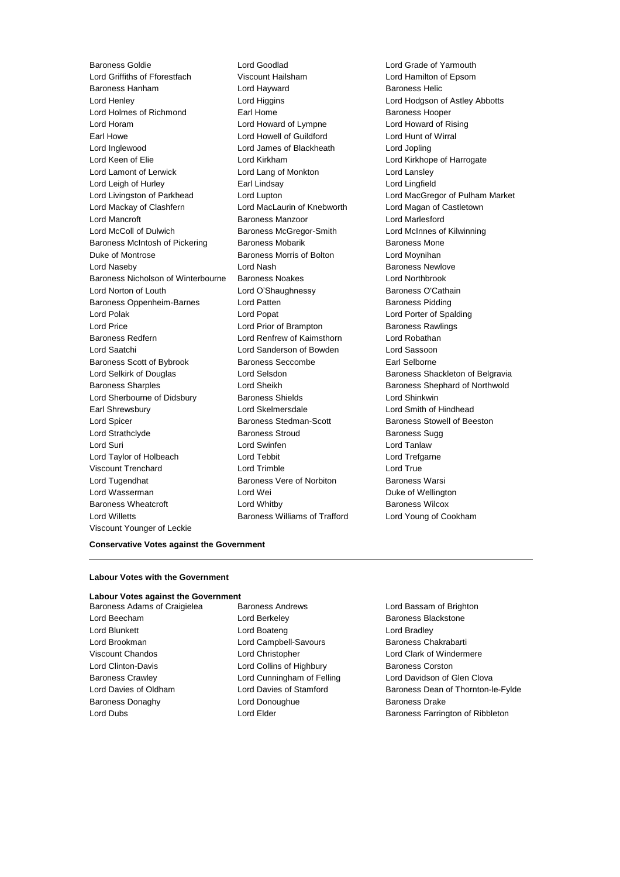Baroness Goldie
Lord Goodlad
Lord Grade of Yarmouth
Lord Griffiths of Fforestfach
Viscount Hailsham
Lord Hamilton of Epsom
Baroness Hanham
Lord Hayward
Baroness Helic
Lord Henley
Lord Higgins
Lord Hodgson of Astley Abbotts
Lord Holmes of Richmond
Earl Home
Baroness Hooper
Lord Horam
Lord Howard of Lympne
Lord Howard of Rising
Earl Howe
Lord Howell of Guildford
Lord Hunt of Wirral
Lord Inglewood
Lord James of Blackheath
Lord Jopling
Lord Keen of Elie
Lord Kirkham
Lord Kirkhope of Harrogate
Lord Lamont of Lerwick
Lord Lang of Monkton
Lord Lansley
Lord Leigh of Hurley
Earl Lindsay
Lord Lingfield
Lord Livingston of Parkhead
Lord Lupton
Lord MacGregor of Pulham Market
Lord Mackay of Clashfern
Lord MacLaurin of Knebworth
Lord Magan of Castletown
Lord Mancroft
Baroness Manzoor
Lord Marlesford
Lord McColl of Dulwich
Baroness McGregor-Smith
Lord McInnes of Kilwinning
Baroness McIntosh of Pickering
Baroness Mobarik
Baroness Mone
Duke of Montrose
Baroness Morris of Bolton
Lord Moynihan
Lord Naseby
Lord Nash
Baroness Newlove
Baroness Nicholson of Winterbourne
Baroness Noakes
Lord Northbrook
Lord Norton of Louth
Lord O'Shaughnessy
Baroness O'Cathain
Baroness Oppenheim-Barnes
Lord Patten
Baroness Pidding
Lord Polak
Lord Popat
Lord Porter of Spalding
Lord Price
Lord Prior of Brampton
Baroness Rawlings
Baroness Redfern
Lord Renfrew of Kaimsthorn
Lord Robathan
Lord Saatchi
Lord Sanderson of Bowden
Lord Sassoon
Baroness Scott of Bybrook
Baroness Seccombe
Earl Selborne
Lord Selkirk of Douglas
Lord Selsdon
Baroness Shackleton of Belgravia
Baroness Sharples
Lord Sheikh
Baroness Shephard of Northwold
Lord Sherbourne of Didsbury
Baroness Shields
Lord Shinkwin
Earl Shrewsbury
Lord Skelmersdale
Lord Smith of Hindhead
Lord Spicer
Baroness Stedman-Scott
Baroness Stowell of Beeston
Lord Strathclyde
Baroness Stroud
Baroness Sugg
Lord Suri
Lord Swinfen
Lord Tanlaw
Lord Taylor of Holbeach
Lord Tebbit
Lord Trefgarne
Viscount Trenchard
Lord Trimble
Lord True
Lord Tugendhat
Baroness Vere of Norbiton
Baroness Warsi
Lord Wasserman
Lord Wei
Duke of Wellington
Baroness Wheatcroft
Lord Whitby
Baroness Wilcox
Lord Willetts
Baroness Williams of Trafford
Lord Young of Cookham
Viscount Younger of Leckie

**Conservative Votes against the Government**

---

**Labour Votes with the Government**

**Labour Votes against the Government**

Baroness Adams of Craigielea
Baroness Andrews
Lord Bassam of Brighton
Lord Beecham
Lord Berkeley
Baroness Blackstone
Lord Blunkett
Lord Boateng
Lord Bradley
Lord Brookman
Lord Campbell-Savours
Baroness Chakrabarti
Viscount Chandos
Lord Christopher
Lord Clark of Windermere
Lord Clinton-Davis
Lord Collins of Highbury
Baroness Corston
Baroness Crawley
Lord Cunningham of Felling
Lord Davidson of Glen Clova
Lord Davies of Oldham
Lord Davies of Stamford
Baroness Dean of Thornton-le-Fylde
Baroness Donaghy
Lord Donoughue
Baroness Drake
Lord Dubs
Lord Elder
Baroness Farrington of Ribbleton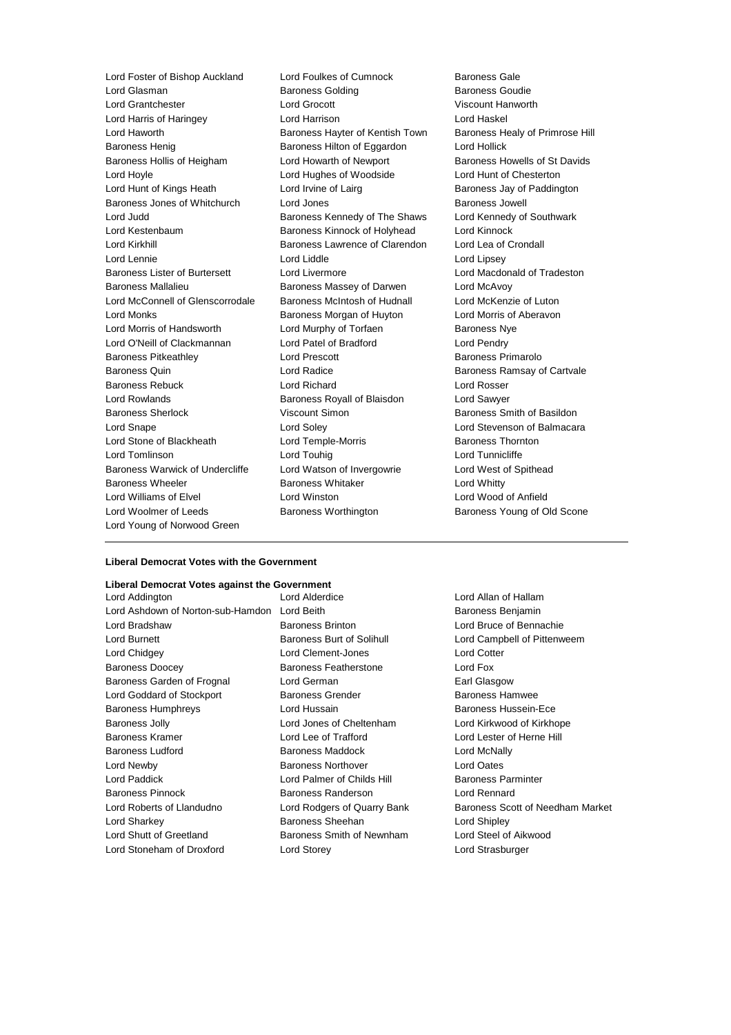Lord Foster of Bishop Auckland
Lord Foulkes of Cumnock
Baroness Gale
Lord Glasman
Baroness Golding
Baroness Goudie
Lord Grantchester
Lord Grocott
Viscount Hanworth
Lord Harris of Haringey
Lord Harrison
Lord Haskel
Lord Haworth
Baroness Hayter of Kentish Town
Baroness Healy of Primrose Hill
Baroness Henig
Baroness Hilton of Eggardon
Lord Hollick
Baroness Hollis of Heigham
Lord Howarth of Newport
Baroness Howells of St Davids
Lord Hoyle
Lord Hughes of Woodside
Lord Hunt of Chesterton
Lord Hunt of Kings Heath
Lord Irvine of Lairg
Baroness Jay of Paddington
Baroness Jones of Whitchurch
Lord Jones
Baroness Jowell
Lord Judd
Baroness Kennedy of The Shaws
Lord Kennedy of Southwark
Lord Kestenbaum
Baroness Kinnock of Holyhead
Lord Kinnock
Lord Kirkhill
Baroness Lawrence of Clarendon
Lord Lea of Crondall
Lord Lennie
Lord Liddle
Lord Lipsey
Baroness Lister of Burtersett
Lord Livermore
Lord Macdonald of Tradeston
Baroness Mallalieu
Baroness Massey of Darwen
Lord McAvoy
Lord McConnell of Glenscorrodale
Baroness McIntosh of Hudnall
Lord McKenzie of Luton
Lord Monks
Baroness Morgan of Huyton
Lord Morris of Aberavon
Lord Morris of Handsworth
Lord Murphy of Torfaen
Baroness Nye
Lord O'Neill of Clackmannan
Lord Patel of Bradford
Lord Pendry
Baroness Pitkeathley
Lord Prescott
Baroness Primarolo
Baroness Quin
Lord Radice
Baroness Ramsay of Cartvale
Baroness Rebuck
Lord Richard
Lord Rosser
Lord Rowlands
Baroness Royall of Blaisdon
Lord Sawyer
Baroness Sherlock
Viscount Simon
Baroness Smith of Basildon
Lord Snape
Lord Soley
Lord Stevenson of Balmacara
Lord Stone of Blackheath
Lord Temple-Morris
Baroness Thornton
Lord Tomlinson
Lord Touhig
Lord Tunnicliffe
Baroness Warwick of Undercliffe
Lord Watson of Invergowrie
Lord West of Spithead
Baroness Wheeler
Baroness Whitaker
Lord Whitty
Lord Williams of Elvel
Lord Winston
Lord Wood of Anfield
Lord Woolmer of Leeds
Baroness Worthington
Baroness Young of Old Scone
Lord Young of Norwood Green

**Liberal Democrat Votes with the Government**

**Liberal Democrat Votes against the Government**

Lord Addington
Lord Alderdice
Lord Allan of Hallam
Lord Ashdown of Norton-sub-Hamdon
Lord Beith
Baroness Benjamin
Lord Bradshaw
Baroness Brinton
Lord Bruce of Bennachie
Lord Burnett
Baroness Burt of Solihull
Lord Campbell of Pittenweem
Lord Chidgey
Lord Clement-Jones
Lord Cotter
Baroness Doocey
Baroness Featherstone
Lord Fox
Baroness Garden of Frognal
Lord German
Earl Glasgow
Lord Goddard of Stockport
Baroness Grender
Baroness Hamwee
Baroness Humphreys
Lord Hussain
Baroness Hussein-Ece
Baroness Jolly
Lord Jones of Cheltenham
Lord Kirkwood of Kirkhope
Baroness Kramer
Lord Lee of Trafford
Lord Lester of Herne Hill
Baroness Ludford
Baroness Maddock
Lord McNally
Lord Newby
Baroness Northover
Lord Oates
Lord Paddick
Lord Palmer of Childs Hill
Baroness Parminter
Baroness Pinnock
Baroness Randerson
Lord Rennard
Lord Roberts of Llandudno
Lord Rodgers of Quarry Bank
Baroness Scott of Needham Market
Lord Sharkey
Baroness Sheehan
Lord Shipley
Lord Shutt of Greetland
Baroness Smith of Newnham
Lord Steel of Aikwood
Lord Stoneham of Droxford
Lord Storey
Lord Strasburger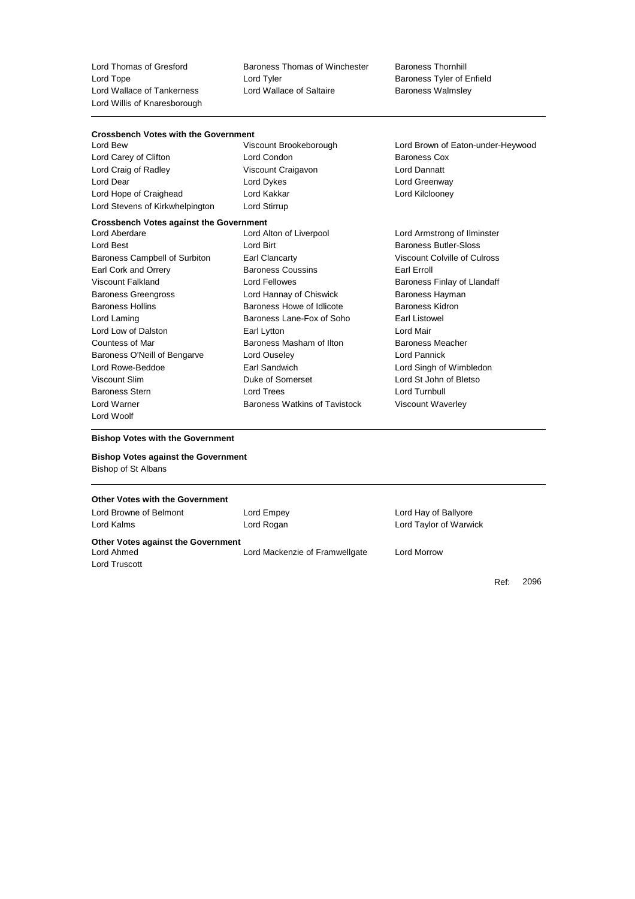Lord Thomas of Gresford
Baroness Thomas of Winchester
Baroness Thornhill
Lord Tope
Lord Tyler
Baroness Tyler of Enfield
Lord Wallace of Tankerness
Lord Wallace of Saltaire
Baroness Walmsley
Lord Willis of Knaresborough

**Crossbench Votes with the Government**

Lord Bew
Viscount Brookeborough
Lord Brown of Eaton-under-Heywood
Lord Carey of Clifton
Lord Condon
Baroness Cox
Lord Craig of Radley
Viscount Craigavon
Lord Dannatt
Lord Dear
Lord Dykes
Lord Greenway
Lord Hope of Craighead
Lord Kakkar
Lord Kilclooney
Lord Stevens of Kirkwhelpington
Lord Stirrup

**Crossbench Votes against the Government**

Lord Aberdare
Lord Alton of Liverpool
Lord Armstrong of Ilminster
Lord Best
Lord Birt
Baroness Butler-Sloss
Baroness Campbell of Surbiton
Earl Clancarty
Viscount Colville of Culross
Earl Cork and Orrery
Baroness Coussins
Earl Erroll
Viscount Falkland
Lord Fellowes
Baroness Finlay of Llandaff
Baroness Greengross
Lord Hannay of Chiswick
Baroness Hayman
Baroness Hollins
Baroness Howe of Idlicote
Baroness Kidron
Lord Laming
Baroness Lane-Fox of Soho
Earl Listowel
Lord Low of Dalston
Earl Lytton
Lord Mair
Countess of Mar
Baroness Masham of Ilton
Baroness Meacher
Baroness O'Neill of Bengarve
Lord Ouseley
Lord Pannick
Lord Rowe-Beddoe
Earl Sandwich
Lord Singh of Wimbledon
Viscount Slim
Duke of Somerset
Lord St John of Bletso
Baroness Stern
Lord Trees
Lord Turnbull
Lord Warner
Baroness Watkins of Tavistock
Viscount Waverley
Lord Woolf

**Bishop Votes with the Government**

**Bishop Votes against the Government**

Bishop of St Albans

**Other Votes with the Government**

Lord Browne of Belmont
Lord Empey
Lord Hay of Ballyore
Lord Kalms
Lord Rogan
Lord Taylor of Warwick

**Other Votes against the Government**

Lord Ahmed
Lord Mackenzie of Framwellgate
Lord Morrow
Lord Truscott

Ref: 2096